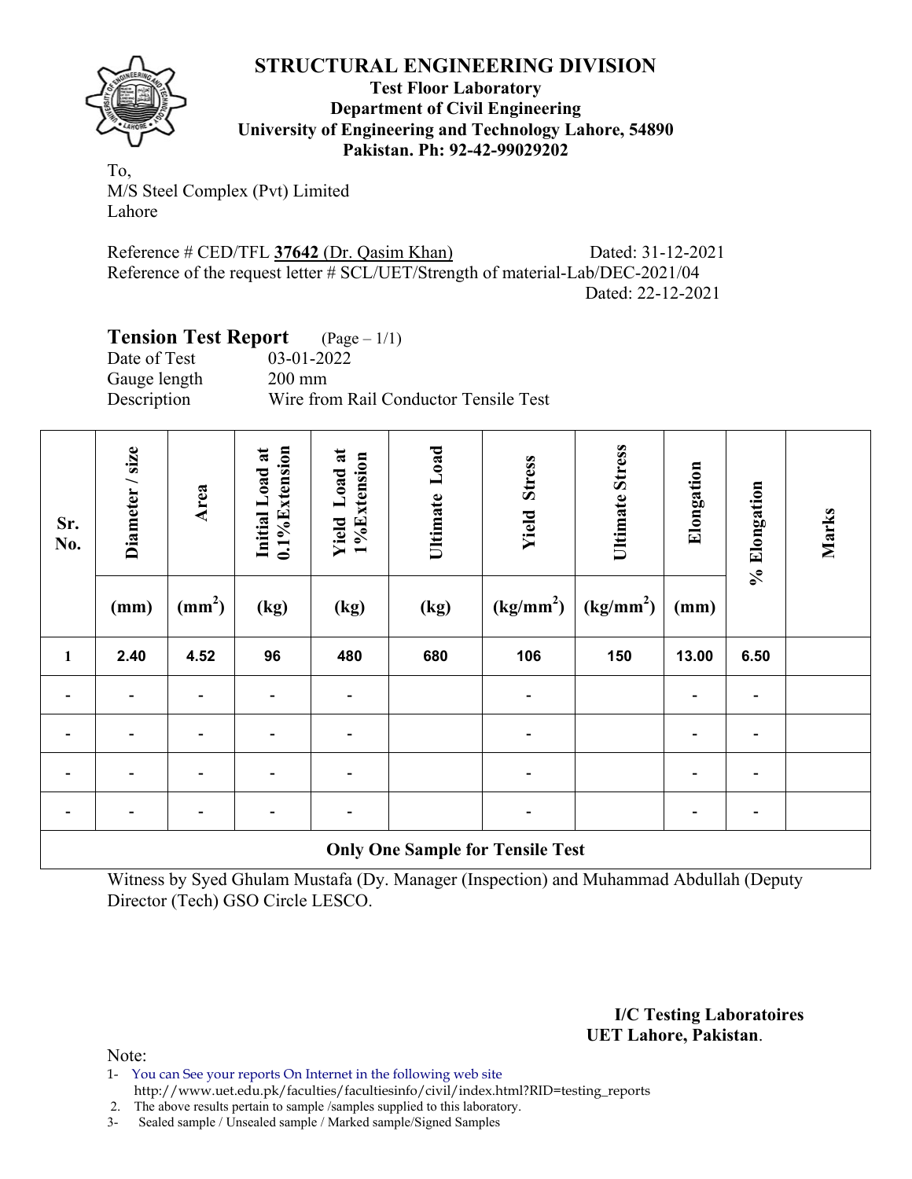# STRUCTURAL ENGINEERING DIVISION

**Test Floor Laboratory**
**Department of Civil Engineering**
**University of Engineering and Technology Lahore, 54890**
**Pakistan. Ph: 92-42-99029202**

To,
M/S Steel Complex (Pvt) Limited
Lahore

Reference # CED/TFL **37642** (Dr. Qasim Khan) Dated: 31-12-2021
Reference of the request letter # SCL/UET/Strength of material-Lab/DEC-2021/04
Dated: 22-12-2021

## Tension Test Report (Page – 1/1)

Date of Test 03-01-2022
Gauge length 200 mm
Description Wire from Rail Conductor Tensile Test

| Sr. No. | Diameter / size | Area | Initial Load at 0.1%Extension | Yield Load at 1%Extension | Ultimate Load | Yield Stress | Ultimate Stress | Elongation | % Elongation | Marks |
|---|---|---|---|---|---|---|---|---|---|---|
| | (mm) | ($mm^2$) | (kg) | (kg) | (kg) | ($kg/mm^2$) | ($kg/mm^2$) | (mm) | | |
| **1** | **2.40** | **4.52** | **96** | **480** | **680** | **106** | **150** | **13.00** | **6.50** | |
| - | - | - | - | - | | - | | - | - | |
| - | - | - | - | - | | - | | - | - | |
| - | - | - | - | - | | - | | - | - | |
| - | - | - | - | - | | - | | - | - | |
| **Only One Sample for Tensile Test** | | | | | | | | | | |

Witness by Syed Ghulam Mustafa (Dy. Manager (Inspection) and Muhammad Abdullah (Deputy Director (Tech) GSO Circle LESCO.

**I/C Testing Laboratoires**
**UET Lahore, Pakistan**.

Note:
1- You can See your reports On Internet in the following web site
http://www.uet.edu.pk/faculties/facultiesinfo/civil/index.html?RID=testing_reports
2. The above results pertain to sample /samples supplied to this laboratory.
3- Sealed sample / Unsealed sample / Marked sample/Signed Samples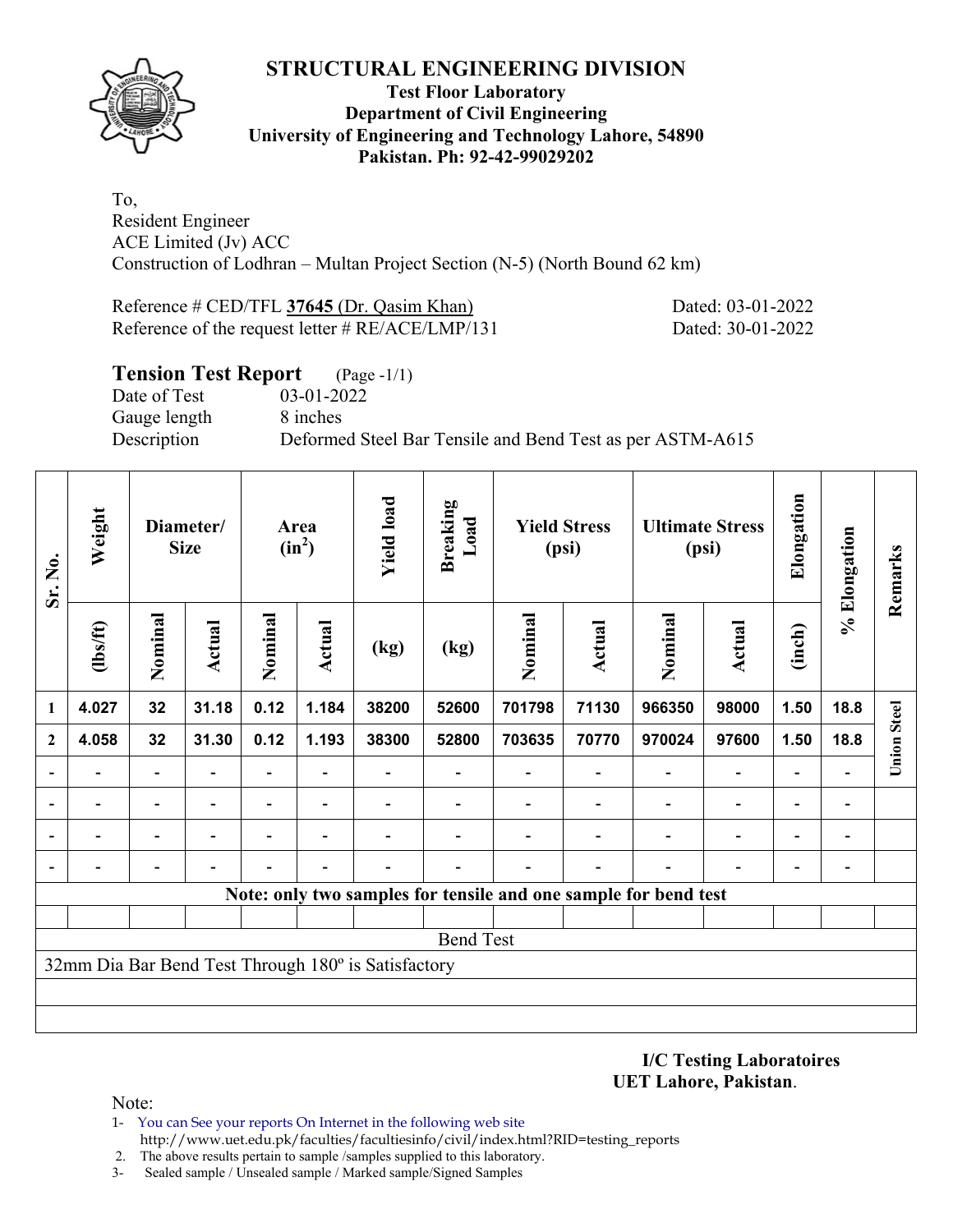# STRUCTURAL ENGINEERING DIVISION

**Test Floor Laboratory**
**Department of Civil Engineering**
**University of Engineering and Technology Lahore, 54890**
**Pakistan. Ph: 92-42-99029202**

To,
Resident Engineer
ACE Limited (Jv) ACC
Construction of Lodhran – Multan Project Section (N-5) (North Bound 62 km)

Reference # CED/TFL **37645** (Dr. Qasim Khan) Dated: 03-01-2022
Reference of the request letter # RE/ACE/LMP/131 Dated: 30-01-2022

## Tension Test Report (Page -1/1)

Date of Test 03-01-2022
Gauge length 8 inches
Description Deformed Steel Bar Tensile and Bend Test as per ASTM-A615

| Sr. No. | Weight | Diameter/ Size | | Area ($in^2$) | | Yield load | Breaking Load | Yield Stress (psi) | | Ultimate Stress (psi) | | Elongation | % Elongation | Remarks |
|---|---|---|---|---|---|---|---|---|---|---|---|---|---|---|
| | (lbs/ft) | Nominal | Actual | Nominal | Actual | (kg) | (kg) | Nominal | Actual | Nominal | Actual | (inch) | | |
| 1 | 4.027 | 32 | 31.18 | 0.12 | 1.184 | 38200 | 52600 | 701798 | 71130 | 966350 | 98000 | 1.50 | 18.8 | Union Steel |
| 2 | 4.058 | 32 | 31.30 | 0.12 | 1.193 | 38300 | 52800 | 703635 | 70770 | 970024 | 97600 | 1.50 | 18.8 | |
| - | - | - | - | - | - | - | - | - | - | - | - | - | - | |
| - | - | - | - | - | - | - | - | - | - | - | - | - | - | |
| - | - | - | - | - | - | - | - | - | - | - | - | - | - | |
| - | - | - | - | - | - | - | - | - | - | - | - | - | - | |
| **Note: only two samples for tensile and one sample for bend test** | | | | | | | | | | | | | | |
| Bend Test | | | | | | | | | | | | | | |
| 32mm Dia Bar Bend Test Through 180º is Satisfactory | | | | | | | | | | | | | | |

**I/C Testing Laboratoires**
**UET Lahore, Pakistan**.

Note:
1- You can See your reports On Internet in the following web site
http://www.uet.edu.pk/faculties/facultiesinfo/civil/index.html?RID=testing_reports
2. The above results pertain to sample /samples supplied to this laboratory.
3- Sealed sample / Unsealed sample / Marked sample/Signed Samples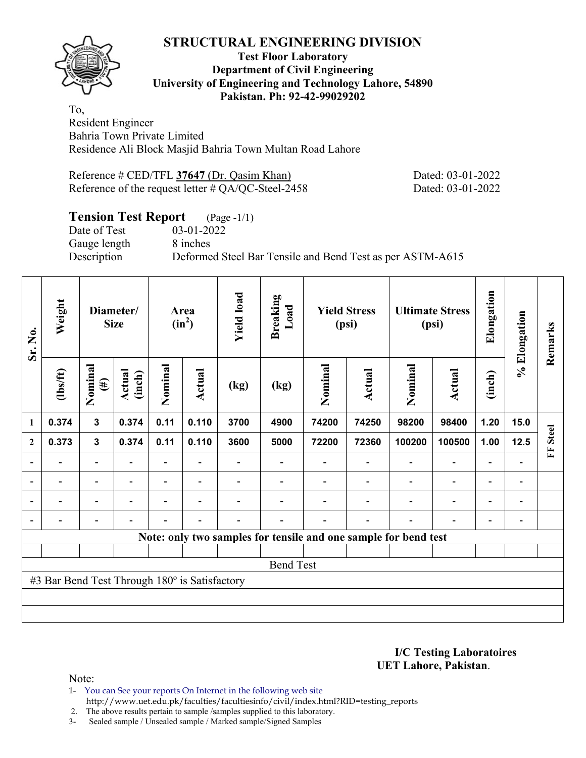# STRUCTURAL ENGINEERING DIVISION

**Test Floor Laboratory**
**Department of Civil Engineering**
**University of Engineering and Technology Lahore, 54890**
**Pakistan. Ph: 92-42-99029202**

To,
Resident Engineer
Bahria Town Private Limited
Residence Ali Block Masjid Bahria Town Multan Road Lahore

Reference # CED/TFL **37647** (Dr. Qasim Khan) Dated: 03-01-2022
Reference of the request letter # QA/QC-Steel-2458 Dated: 03-01-2022

## Tension Test Report (Page -1/1)

Date of Test 03-01-2022
Gauge length 8 inches
Description Deformed Steel Bar Tensile and Bend Test as per ASTM-A615

| Sr. No. | Weight | Diameter/ Size | | Area ($in^2$) | | Yield load | Breaking Load | Yield Stress (psi) | | Ultimate Stress (psi) | | Elongation | % Elongation | Remarks |
|---|---|---|---|---|---|---|---|---|---|---|---|---|---|---|
| | (lbs/ft) | Nominal (#) | Actual (inch) | Nominal | Actual | (kg) | (kg) | Nominal | Actual | Nominal | Actual | (inch) | | |
| 1 | 0.374 | 3 | 0.374 | 0.11 | 0.110 | 3700 | 4900 | 74200 | 74250 | 98200 | 98400 | 1.20 | 15.0 | FF Steel |
| 2 | 0.373 | 3 | 0.374 | 0.11 | 0.110 | 3600 | 5000 | 72200 | 72360 | 100200 | 100500 | 1.00 | 12.5 | |
| - | - | - | - | - | - | - | - | - | - | - | - | - | - | |
| - | - | - | - | - | - | - | - | - | - | - | - | - | - | |
| - | - | - | - | - | - | - | - | - | - | - | - | - | - | |
| - | - | - | - | - | - | - | - | - | - | - | - | - | - | |

**Note: only two samples for tensile and one sample for bend test**

Bend Test

#3 Bar Bend Test Through 180º is Satisfactory

**I/C Testing Laboratoires**
**UET Lahore, Pakistan**.

Note:
1- You can See your reports On Internet in the following web site
http://www.uet.edu.pk/faculties/facultiesinfo/civil/index.html?RID=testing_reports
2. The above results pertain to sample /samples supplied to this laboratory.
3- Sealed sample / Unsealed sample / Marked sample/Signed Samples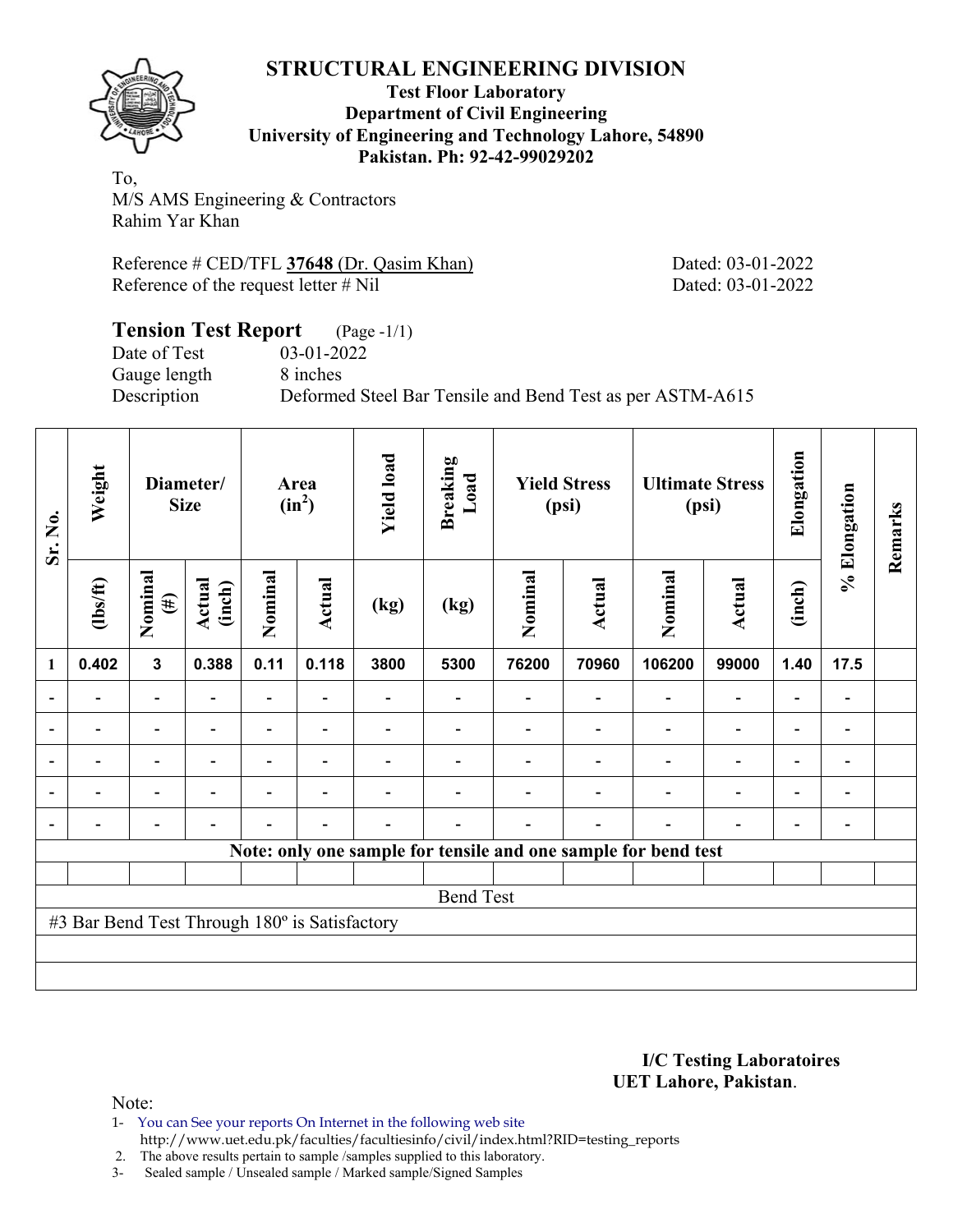# STRUCTURAL ENGINEERING DIVISION

**Test Floor Laboratory**
**Department of Civil Engineering**
**University of Engineering and Technology Lahore, 54890**
**Pakistan. Ph: 92-42-99029202**

To,
M/S AMS Engineering & Contractors
Rahim Yar Khan

Reference # CED/TFL **37648** (Dr. Qasim Khan) Dated: 03-01-2022
Reference of the request letter # Nil Dated: 03-01-2022

## Tension Test Report (Page -1/1)

Date of Test 03-01-2022
Gauge length 8 inches
Description Deformed Steel Bar Tensile and Bend Test as per ASTM-A615

| Sr. No. | Weight | Diameter/ Size | | Area ($in^2$) | | Yield load | Breaking Load | Yield Stress (psi) | | Ultimate Stress (psi) | | Elongation | % Elongation | Remarks |
|---|---|---|---|---|---|---|---|---|---|---|---|---|---|---|
| | (lbs/ft) | Nominal (#) | Actual (inch) | Nominal | Actual | (kg) | (kg) | Nominal | Actual | Nominal | Actual | (inch) | | |
| 1 | 0.402 | 3 | 0.388 | 0.11 | 0.118 | 3800 | 5300 | 76200 | 70960 | 106200 | 99000 | 1.40 | 17.5 | |
| - | - | - | - | - | - | - | - | - | - | - | - | - | - | |
| - | - | - | - | - | - | - | - | - | - | - | - | - | - | |
| - | - | - | - | - | - | - | - | - | - | - | - | - | - | |
| - | - | - | - | - | - | - | - | - | - | - | - | - | - | |
| - | - | - | - | - | - | - | - | - | - | - | - | - | - | |

**Note: only one sample for tensile and one sample for bend test**

Bend Test

#3 Bar Bend Test Through 180º is Satisfactory

**I/C Testing Laboratoires**
**UET Lahore, Pakistan**.

Note:
1- You can See your reports On Internet in the following web site
http://www.uet.edu.pk/faculties/facultiesinfo/civil/index.html?RID=testing_reports
2. The above results pertain to sample /samples supplied to this laboratory.
3- Sealed sample / Unsealed sample / Marked sample/Signed Samples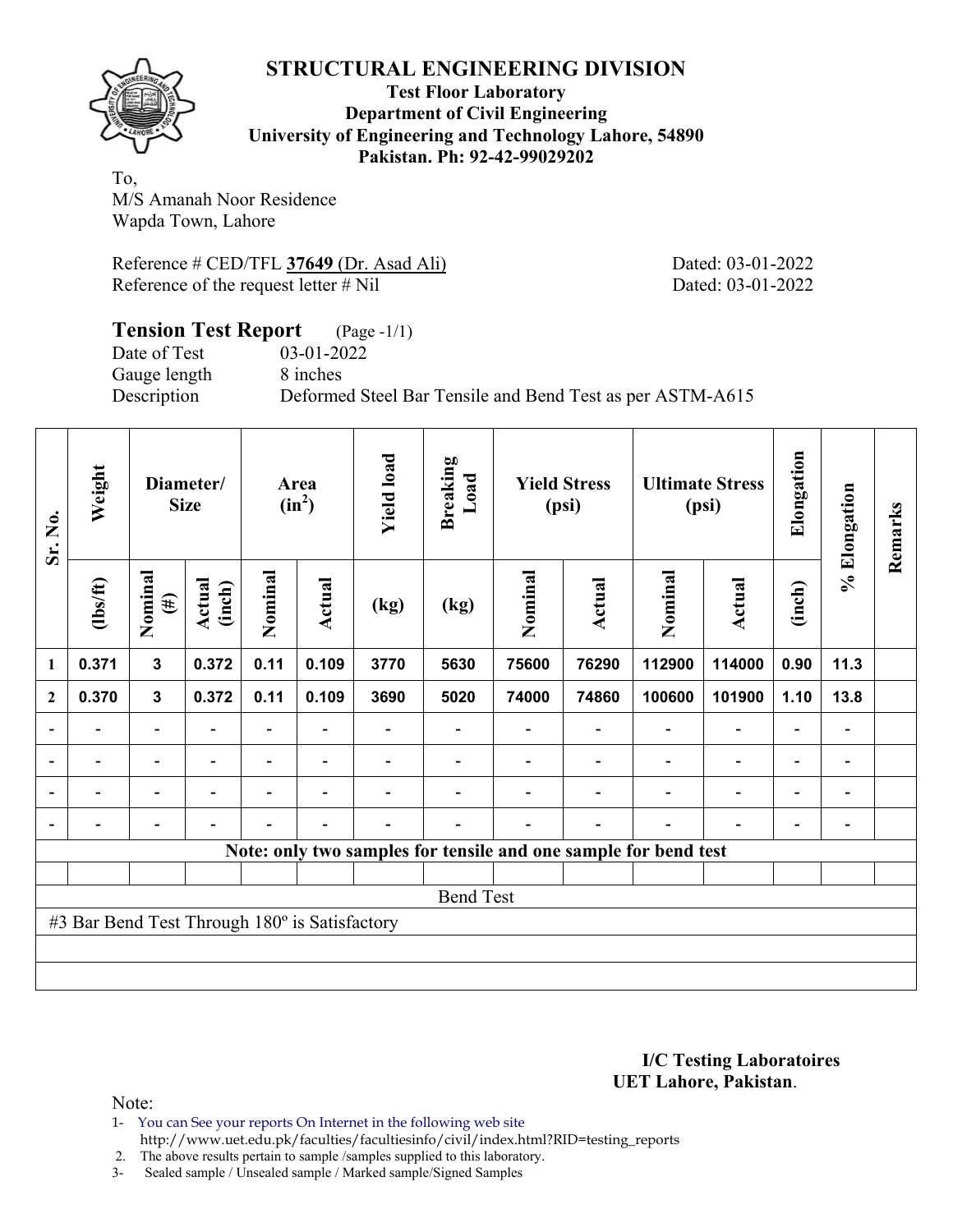# STRUCTURAL ENGINEERING DIVISION

**Test Floor Laboratory**
**Department of Civil Engineering**
**University of Engineering and Technology Lahore, 54890**
**Pakistan. Ph: 92-42-99029202**

To,
M/S Amanah Noor Residence
Wapda Town, Lahore

Reference # CED/TFL **37649** (Dr. Asad Ali) Dated: 03-01-2022
Reference of the request letter # Nil Dated: 03-01-2022

## Tension Test Report (Page -1/1)

Date of Test 03-01-2022
Gauge length 8 inches
Description Deformed Steel Bar Tensile and Bend Test as per ASTM-A615

| Sr. No. | Weight | Diameter/ Size | | Area ($in^2$) | | Yield load | Breaking Load | Yield Stress (psi) | | Ultimate Stress (psi) | | Elongation | % Elongation | Remarks |
|---|---|---|---|---|---|---|---|---|---|---|---|---|---|---|
| | (lbs/ft) | Nominal (#) | Actual (inch) | Nominal | Actual | (kg) | (kg) | Nominal | Actual | Nominal | Actual | (inch) | | |
| 1 | 0.371 | 3 | 0.372 | 0.11 | 0.109 | 3770 | 5630 | 75600 | 76290 | 112900 | 114000 | 0.90 | 11.3 | |
| 2 | 0.370 | 3 | 0.372 | 0.11 | 0.109 | 3690 | 5020 | 74000 | 74860 | 100600 | 101900 | 1.10 | 13.8 | |
| - | - | - | - | - | - | - | - | - | - | - | - | - | - | |
| - | - | - | - | - | - | - | - | - | - | - | - | - | - | |
| - | - | - | - | - | - | - | - | - | - | - | - | - | - | |
| - | - | - | - | - | - | - | - | - | - | - | - | - | - | |

**Note: only two samples for tensile and one sample for bend test**

Bend Test

#3 Bar Bend Test Through 180º is Satisfactory

**I/C Testing Laboratoires**
**UET Lahore, Pakistan**.

Note:
1- You can See your reports On Internet in the following web site
http://www.uet.edu.pk/faculties/facultiesinfo/civil/index.html?RID=testing_reports
2. The above results pertain to sample /samples supplied to this laboratory.
3- Sealed sample / Unsealed sample / Marked sample/Signed Samples